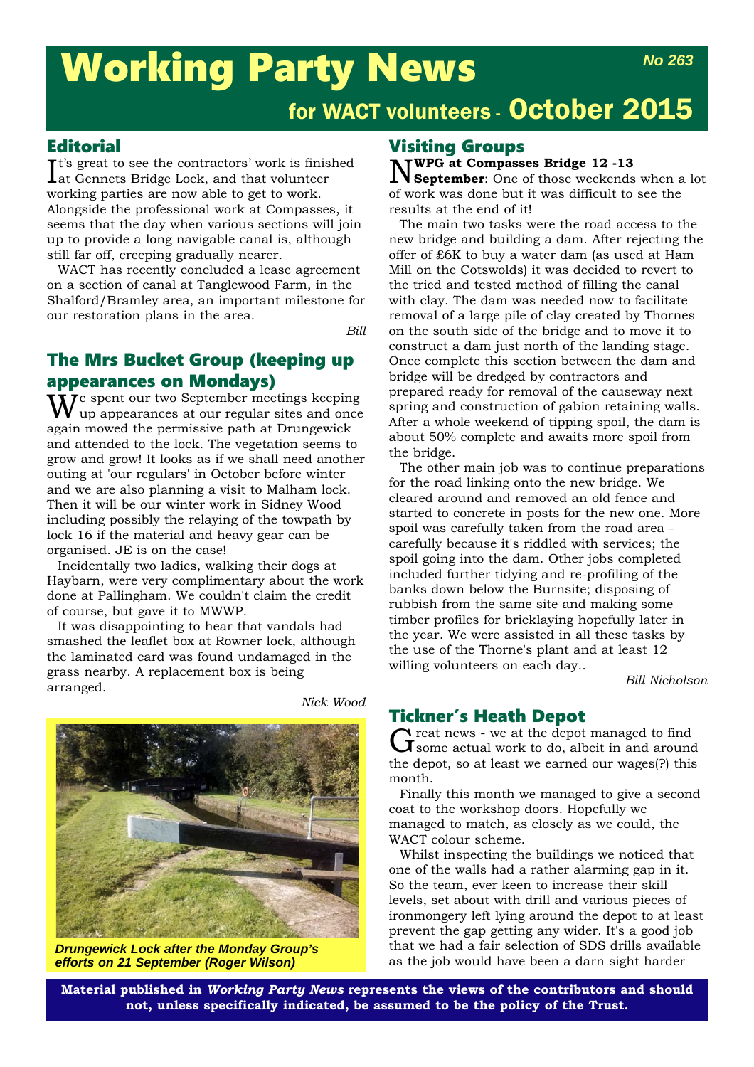# Working Party News

**No 263**

## for WACT volunteers - October 2015

## Editorial

It's great to see the contractors' work is finished at Gennets Bridge Lock, and that volunteer working parties are now able to get to work. Alongside the professional work at Compasses, it seems that the day when various sections will join up to provide a long navigable canal is, although still far off, creeping gradually nearer.

WACT has recently concluded a lease agreement on a section of canal at Tanglewood Farm, in the Shalford/Bramley area, an important milestone for our restoration plans in the area.

*Bill*

## The Mrs Bucket Group (keeping up appearances on Mondays)

We spent our two September meetings keeping up appearances at our regular sites and once again mowed the permissive path at Drungewick and attended to the lock. The vegetation seems to grow and grow! It looks as if we shall need another outing at 'our regulars' in October before winter and we are also planning a visit to Malham lock. Then it will be our winter work in Sidney Wood including possibly the relaying of the towpath by lock 16 if the material and heavy gear can be organised. JE is on the case!

Incidentally two ladies, walking their dogs at Haybarn, were very complimentary about the work done at Pallingham. We couldn't claim the credit of course, but gave it to MWWP.

It was disappointing to hear that vandals had smashed the leaflet box at Rowner lock, although the laminated card was found undamaged in the grass nearby. A replacement box is being arranged.

*Nick Wood*

*Drungewick Lock after the Monday Group's efforts on 21 September (Roger Wilson)*

## Visiting Groups

**NWPG at Compasses Bridge 12 -13 September**: One of those weekends when a lot of work was done but it was difficult to see the results at the end of it!

The main two tasks were the road access to the new bridge and building a dam. After rejecting the offer of £6K to buy a water dam (as used at Ham Mill on the Cotswolds) it was decided to revert to the tried and tested method of filling the canal with clay. The dam was needed now to facilitate removal of a large pile of clay created by Thornes on the south side of the bridge and to move it to construct a dam just north of the landing stage. Once complete this section between the dam and bridge will be dredged by contractors and prepared ready for removal of the causeway next spring and construction of gabion retaining walls. After a whole weekend of tipping spoil, the dam is about 50% complete and awaits more spoil from the bridge.

The other main job was to continue preparations for the road linking onto the new bridge. We cleared around and removed an old fence and started to concrete in posts for the new one. More spoil was carefully taken from the road area - carefully because it's riddled with services; the spoil going into the dam. Other jobs completed included further tidying and re-profiling of the banks down below the Burnsite; disposing of rubbish from the same site and making some timber profiles for bricklaying hopefully later in the year. We were assisted in all these tasks by the use of the Thorne's plant and at least 12 willing volunteers on each day..

*Bill Nicholson*

## Tickner's Heath Depot

Great news - we at the depot managed to find some actual work to do, albeit in and around the depot, so at least we earned our wages(?) this month.

Finally this month we managed to give a second coat to the workshop doors. Hopefully we managed to match, as closely as we could, the WACT colour scheme.

Whilst inspecting the buildings we noticed that one of the walls had a rather alarming gap in it. So the team, ever keen to increase their skill levels, set about with drill and various pieces of ironmongery left lying around the depot to at least prevent the gap getting any wider. It's a good job that we had a fair selection of SDS drills available as the job would have been a darn sight harder

**Material published in *Working Party News* represents the views of the contributors and should not, unless specifically indicated, be assumed to be the policy of the Trust.**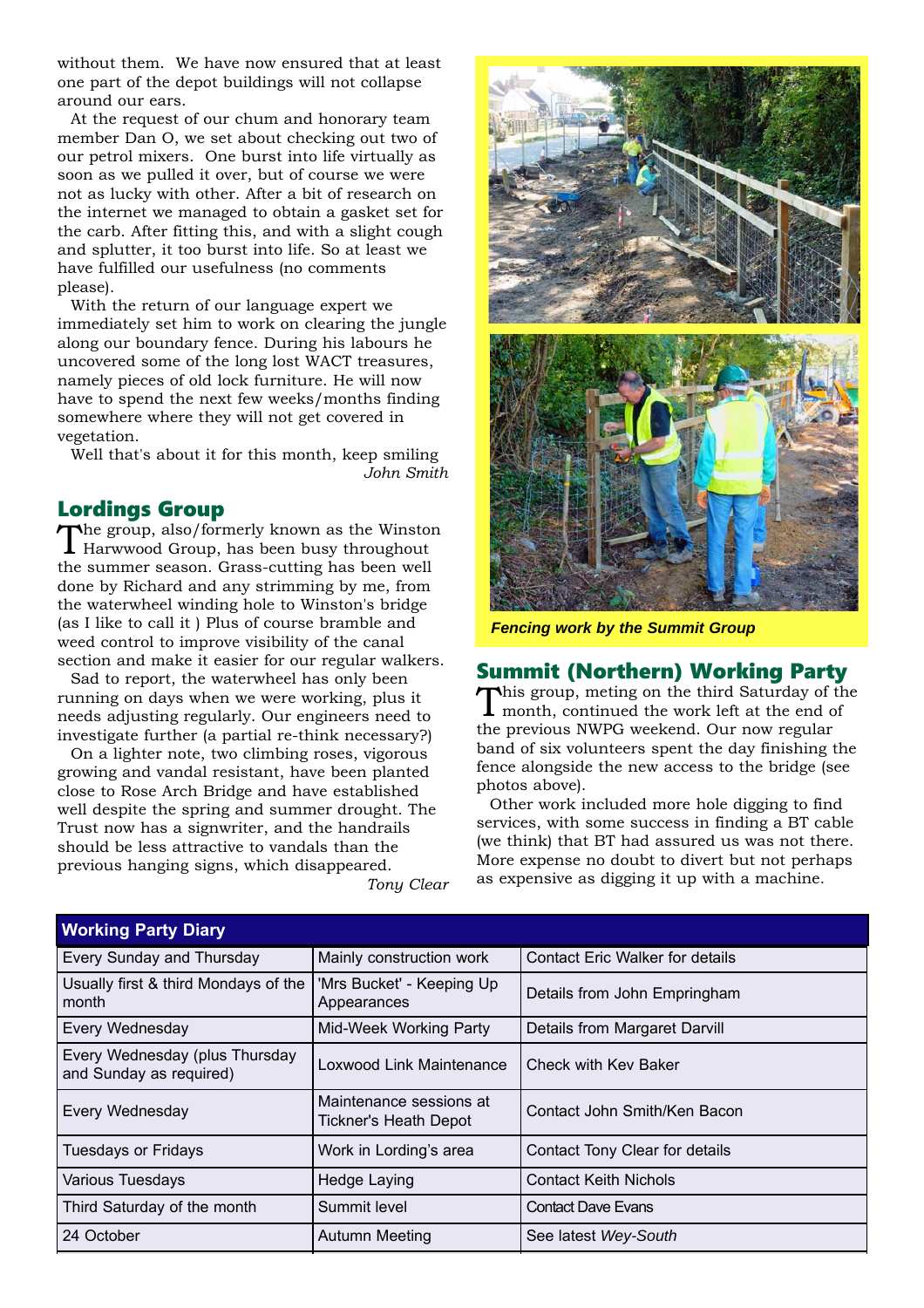without them. We have now ensured that at least one part of the depot buildings will not collapse around our ears.

At the request of our chum and honorary team member Dan O, we set about checking out two of our petrol mixers. One burst into life virtually as soon as we pulled it over, but of course we were not as lucky with other. After a bit of research on the internet we managed to obtain a gasket set for the carb. After fitting this, and with a slight cough and splutter, it too burst into life. So at least we have fulfilled our usefulness (no comments please).

With the return of our language expert we immediately set him to work on clearing the jungle along our boundary fence. During his labours he uncovered some of the long lost WACT treasures, namely pieces of old lock furniture. He will now have to spend the next few weeks/months finding somewhere where they will not get covered in vegetation.

Well that's about it for this month, keep smiling

*John Smith*

## Lordings Group

The group, also/formerly known as the Winston Harwwood Group, has been busy throughout the summer season. Grass-cutting has been well done by Richard and any strimming by me, from the waterwheel winding hole to Winston's bridge (as I like to call it ) Plus of course bramble and weed control to improve visibility of the canal section and make it easier for our regular walkers.

Sad to report, the waterwheel has only been running on days when we were working, plus it needs adjusting regularly. Our engineers need to investigate further (a partial re-think necessary?)

On a lighter note, two climbing roses, vigorous growing and vandal resistant, have been planted close to Rose Arch Bridge and have established well despite the spring and summer drought. The Trust now has a signwriter, and the handrails should be less attractive to vandals than the previous hanging signs, which disappeared.

*Tony Clear*

*Fencing work by the Summit Group*

## Summit (Northern) Working Party

This group, meting on the third Saturday of the month, continued the work left at the end of the previous NWPG weekend. Our now regular band of six volunteers spent the day finishing the fence alongside the new access to the bridge (see photos above).

Other work included more hole digging to find services, with some success in finding a BT cable (we think) that BT had assured us was not there. More expense no doubt to divert but not perhaps as expensive as digging it up with a machine.

| Working Party Diary | | |
|---|---|---|
| Every Sunday and Thursday | Mainly construction work | Contact Eric Walker for details |
| Usually first & third Mondays of the month | 'Mrs Bucket' - Keeping Up Appearances | Details from John Empringham |
| Every Wednesday | Mid-Week Working Party | Details from Margaret Darvill |
| Every Wednesday (plus Thursday and Sunday as required) | Loxwood Link Maintenance | Check with Kev Baker |
| Every Wednesday | Maintenance sessions at Tickner's Heath Depot | Contact John Smith/Ken Bacon |
| Tuesdays or Fridays | Work in Lording's area | Contact Tony Clear for details |
| Various Tuesdays | Hedge Laying | Contact Keith Nichols |
| Third Saturday of the month | Summit level | Contact Dave Evans |
| 24 October | Autumn Meeting | See latest *Wey-South* |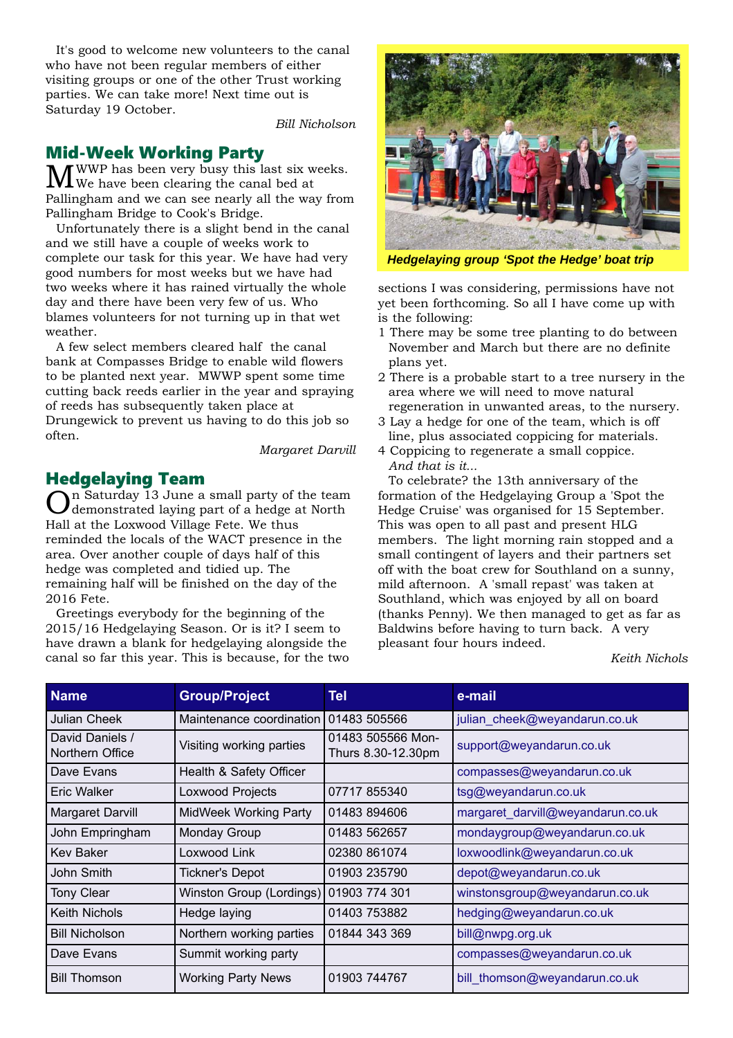It's good to welcome new volunteers to the canal who have not been regular members of either visiting groups or one of the other Trust working parties. We can take more! Next time out is Saturday 19 October.

*Bill Nicholson*

## Mid-Week Working Party

MWWP has been very busy this last six weeks. We have been clearing the canal bed at Pallingham and we can see nearly all the way from Pallingham Bridge to Cook's Bridge.

Unfortunately there is a slight bend in the canal and we still have a couple of weeks work to complete our task for this year. We have had very good numbers for most weeks but we have had two weeks where it has rained virtually the whole day and there have been very few of us. Who blames volunteers for not turning up in that wet weather.

A few select members cleared half the canal bank at Compasses Bridge to enable wild flowers to be planted next year. MWWP spent some time cutting back reeds earlier in the year and spraying of reeds has subsequently taken place at Drungewick to prevent us having to do this job so often.

*Margaret Darvill*

## Hedgelaying Team

On Saturday 13 June a small party of the team demonstrated laying part of a hedge at North Hall at the Loxwood Village Fete. We thus reminded the locals of the WACT presence in the area. Over another couple of days half of this hedge was completed and tidied up. The remaining half will be finished on the day of the 2016 Fete.

Greetings everybody for the beginning of the 2015/16 Hedgelaying Season. Or is it? I seem to have drawn a blank for hedgelaying alongside the canal so far this year. This is because, for the two sections I was considering, permissions have not yet been forthcoming. So all I have come up with is the following:

1. There may be some tree planting to do between November and March but there are no definite plans yet.
2. There is a probable start to a tree nursery in the area where we will need to move natural regeneration in unwanted areas, to the nursery.
3. Lay a hedge for one of the team, which is off line, plus associated coppicing for materials.
4. Coppicing to regenerate a small coppice.

*And that is it...*

***Hedgelaying group 'Spot the Hedge' boat trip***

To celebrate? the 13th anniversary of the formation of the Hedgelaying Group a 'Spot the Hedge Cruise' was organised for 15 September. This was open to all past and present HLG members. The light morning rain stopped and a small contingent of layers and their partners set off with the boat crew for Southland on a sunny, mild afternoon. A 'small repast' was taken at Southland, which was enjoyed by all on board (thanks Penny). We then managed to get as far as Baldwins before having to turn back. A very pleasant four hours indeed.

*Keith Nichols*

| Name | Group/Project | Tel | e-mail |
|---|---|---|---|
| Julian Cheek | Maintenance coordination | 01483 505566 | julian_cheek@weyandarun.co.uk |
| David Daniels / Northern Office | Visiting working parties | 01483 505566 Mon-Thurs 8.30-12.30pm | support@weyandarun.co.uk |
| Dave Evans | Health & Safety Officer | | compasses@weyandarun.co.uk |
| Eric Walker | Loxwood Projects | 07717 855340 | tsg@weyandarun.co.uk |
| Margaret Darvill | MidWeek Working Party | 01483 894606 | margaret_darvill@weyandarun.co.uk |
| John Empringham | Monday Group | 01483 562657 | mondaygroup@weyandarun.co.uk |
| Kev Baker | Loxwood Link | 02380 861074 | loxwoodlink@weyandarun.co.uk |
| John Smith | Tickner's Depot | 01903 235790 | depot@weyandarun.co.uk |
| Tony Clear | Winston Group (Lordings) | 01903 774 301 | winstonsgroup@weyandarun.co.uk |
| Keith Nichols | Hedge laying | 01403 753882 | hedging@weyandarun.co.uk |
| Bill Nicholson | Northern working parties | 01844 343 369 | bill@nwpg.org.uk |
| Dave Evans | Summit working party | | compasses@weyandarun.co.uk |
| Bill Thomson | Working Party News | 01903 744767 | bill_thomson@weyandarun.co.uk |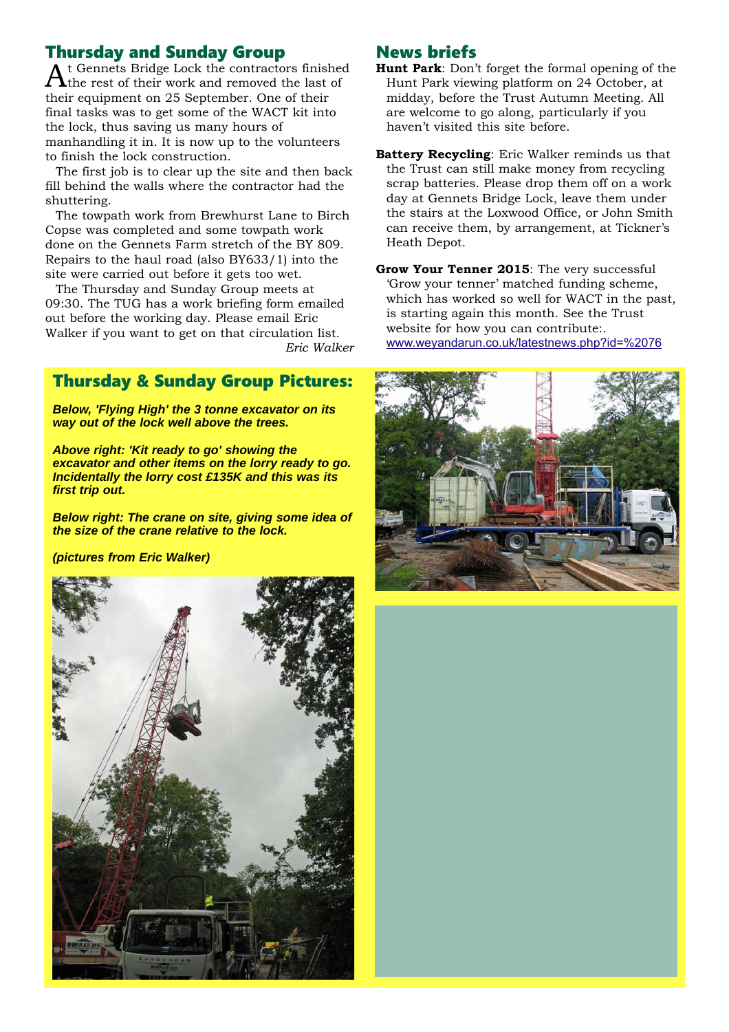## Thursday and Sunday Group

At Gennets Bridge Lock the contractors finished the rest of their work and removed the last of their equipment on 25 September. One of their final tasks was to get some of the WACT kit into the lock, thus saving us many hours of manhandling it in. It is now up to the volunteers to finish the lock construction.

The first job is to clear up the site and then back fill behind the walls where the contractor had the shuttering.

The towpath work from Brewhurst Lane to Birch Copse was completed and some towpath work done on the Gennets Farm stretch of the BY 809. Repairs to the haul road (also BY633/1) into the site were carried out before it gets too wet.

The Thursday and Sunday Group meets at 09:30. The TUG has a work briefing form emailed out before the working day. Please email Eric Walker if you want to get on that circulation list.

*Eric Walker*

## News briefs

**Hunt Park**: Don't forget the formal opening of the Hunt Park viewing platform on 24 October, at midday, before the Trust Autumn Meeting. All are welcome to go along, particularly if you haven't visited this site before.

**Battery Recycling**: Eric Walker reminds us that the Trust can still make money from recycling scrap batteries. Please drop them off on a work day at Gennets Bridge Lock, leave them under the stairs at the Loxwood Office, or John Smith can receive them, by arrangement, at Tickner's Heath Depot.

**Grow Your Tenner 2015**: The very successful 'Grow your tenner' matched funding scheme, which has worked so well for WACT in the past, is starting again this month. See the Trust website for how you can contribute:. www.weyandarun.co.uk/latestnews.php?id=%2076

## Thursday & Sunday Group Pictures:

***Below, 'Flying High' the 3 tonne excavator on its way out of the lock well above the trees.***

***Above right: 'Kit ready to go' showing the excavator and other items on the lorry ready to go. Incidentally the lorry cost £135K and this was its first trip out.***

***Below right: The crane on site, giving some idea of the size of the crane relative to the lock.***

***(pictures from Eric Walker)***